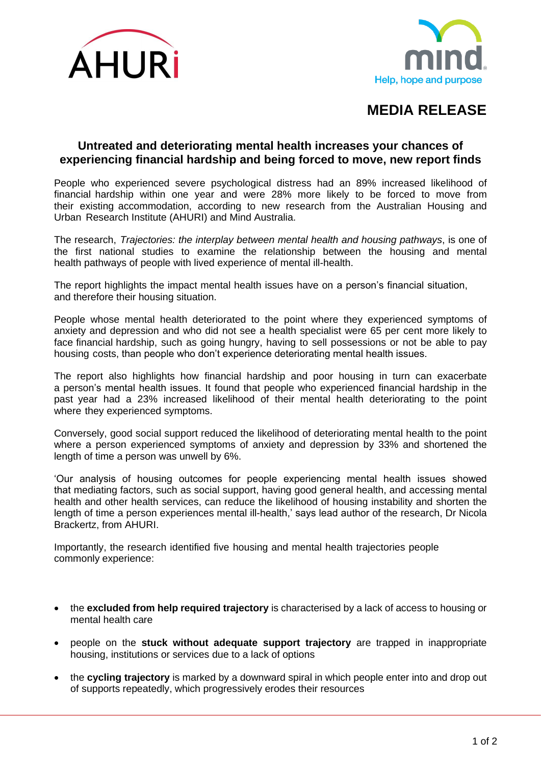AHURI

mind

Help, hope and purpose

# MEDIA RELEASE

## Untreated and deteriorating mental health increases your chances of experiencing financial hardship and being forced to move, new report finds

People who experienced severe psychological distress had an 89% increased likelihood of financial hardship within one year and were 28% more likely to be forced to move from their existing accommodation, according to new research from the Australian Housing and Urban Research Institute (AHURI) and Mind Australia.

The research, *Trajectories: the interplay between mental health and housing pathways*, is one of the first national studies to examine the relationship between the housing and mental health pathways of people with lived experience of mental ill-health.

The report highlights the impact mental health issues have on a person's financial situation, and therefore their housing situation.

People whose mental health deteriorated to the point where they experienced symptoms of anxiety and depression and who did not see a health specialist were 65 per cent more likely to face financial hardship, such as going hungry, having to sell possessions or not be able to pay housing costs, than people who don't experience deteriorating mental health issues.

The report also highlights how financial hardship and poor housing in turn can exacerbate a person's mental health issues. It found that people who experienced financial hardship in the past year had a 23% increased likelihood of their mental health deteriorating to the point where they experienced symptoms.

Conversely, good social support reduced the likelihood of deteriorating mental health to the point where a person experienced symptoms of anxiety and depression by 33% and shortened the length of time a person was unwell by 6%.

'Our analysis of housing outcomes for people experiencing mental health issues showed that mediating factors, such as social support, having good general health, and accessing mental health and other health services, can reduce the likelihood of housing instability and shorten the length of time a person experiences mental ill-health,' says lead author of the research, Dr Nicola Brackertz, from AHURI.

Importantly, the research identified five housing and mental health trajectories people commonly experience:

- the **excluded from help required trajectory** is characterised by a lack of access to housing or mental health care
- people on the **stuck without adequate support trajectory** are trapped in inappropriate housing, institutions or services due to a lack of options
- the **cycling trajectory** is marked by a downward spiral in which people enter into and drop out of supports repeatedly, which progressively erodes their resources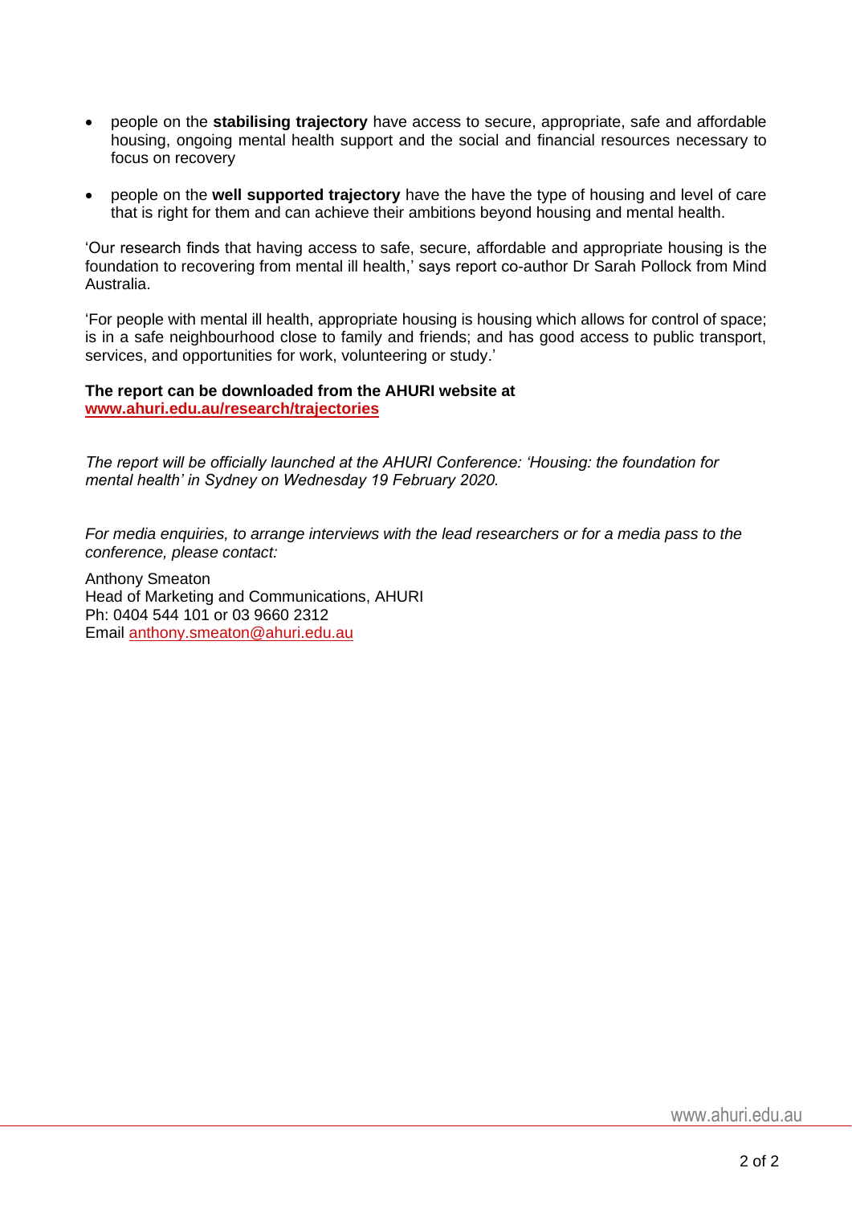- people on the **stabilising trajectory** have access to secure, appropriate, safe and affordable housing, ongoing mental health support and the social and financial resources necessary to focus on recovery

- people on the **well supported trajectory** have the have the type of housing and level of care that is right for them and can achieve their ambitions beyond housing and mental health.

'Our research finds that having access to safe, secure, affordable and appropriate housing is the foundation to recovering from mental ill health,' says report co-author Dr Sarah Pollock from Mind Australia.

'For people with mental ill health, appropriate housing is housing which allows for control of space; is in a safe neighbourhood close to family and friends; and has good access to public transport, services, and opportunities for work, volunteering or study.'

**The report can be downloaded from the AHURI website at**
**www.ahuri.edu.au/research/trajectories**

*The report will be officially launched at the AHURI Conference: 'Housing: the foundation for mental health' in Sydney on Wednesday 19 February 2020.*

*For media enquiries, to arrange interviews with the lead researchers or for a media pass to the conference, please contact:*

Anthony Smeaton
Head of Marketing and Communications, AHURI
Ph: 0404 544 101 or 03 9660 2312
Email anthony.smeaton@ahuri.edu.au